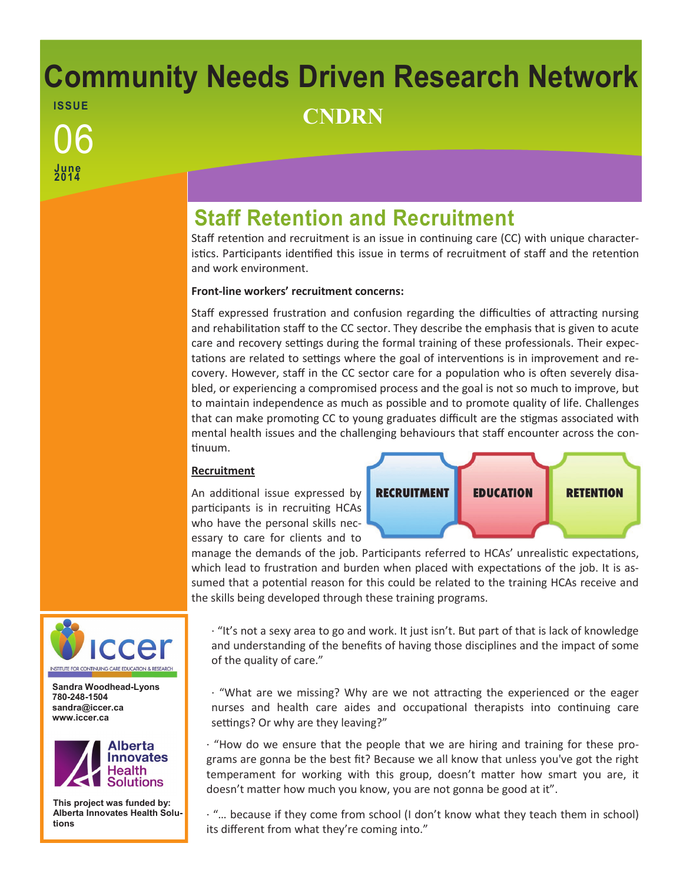# Community Needs Driven Research Network

**CNDRN**

ISSUE 06
June 2014

## Staff Retention and Recruitment

Staff retention and recruitment is an issue in continuing care (CC) with unique characteristics. Participants identified this issue in terms of recruitment of staff and the retention and work environment.

**Front-line workers' recruitment concerns:**

Staff expressed frustration and confusion regarding the difficulties of attracting nursing and rehabilitation staff to the CC sector. They describe the emphasis that is given to acute care and recovery settings during the formal training of these professionals. Their expectations are related to settings where the goal of interventions is in improvement and recovery. However, staff in the CC sector care for a population who is often severely disabled, or experiencing a compromised process and the goal is not so much to improve, but to maintain independence as much as possible and to promote quality of life. Challenges that can make promoting CC to young graduates difficult are the stigmas associated with mental health issues and the challenging behaviours that staff encounter across the continuum.

**Recruitment**

RECRUITMENT | EDUCATION | RETENTION

An additional issue expressed by participants is in recruiting HCAs who have the personal skills necessary to care for clients and to manage the demands of the job. Participants referred to HCAs' unrealistic expectations, which lead to frustration and burden when placed with expectations of the job. It is assumed that a potential reason for this could be related to the training HCAs receive and the skills being developed through these training programs.

· "It's not a sexy area to go and work. It just isn't. But part of that is lack of knowledge and understanding of the benefits of having those disciplines and the impact of some of the quality of care."

· "What are we missing? Why are we not attracting the experienced or the eager nurses and health care aides and occupational therapists into continuing care settings? Or why are they leaving?"

· "How do we ensure that the people that we are hiring and training for these programs are gonna be the best fit? Because we all know that unless you've got the right temperament for working with this group, doesn't matter how smart you are, it doesn't matter how much you know, you are not gonna be good at it".

· "… because if they come from school (I don't know what they teach them in school) its different from what they're coming into."

iccer
INSTITUTE FOR CONTINUING CARE EDUCATION & RESEARCH

**Sandra Woodhead-Lyons**
**780-248-1504**
**sandra@iccer.ca**
**www.iccer.ca**

Alberta Innovates Health Solutions

**This project was funded by: Alberta Innovates Health Solutions**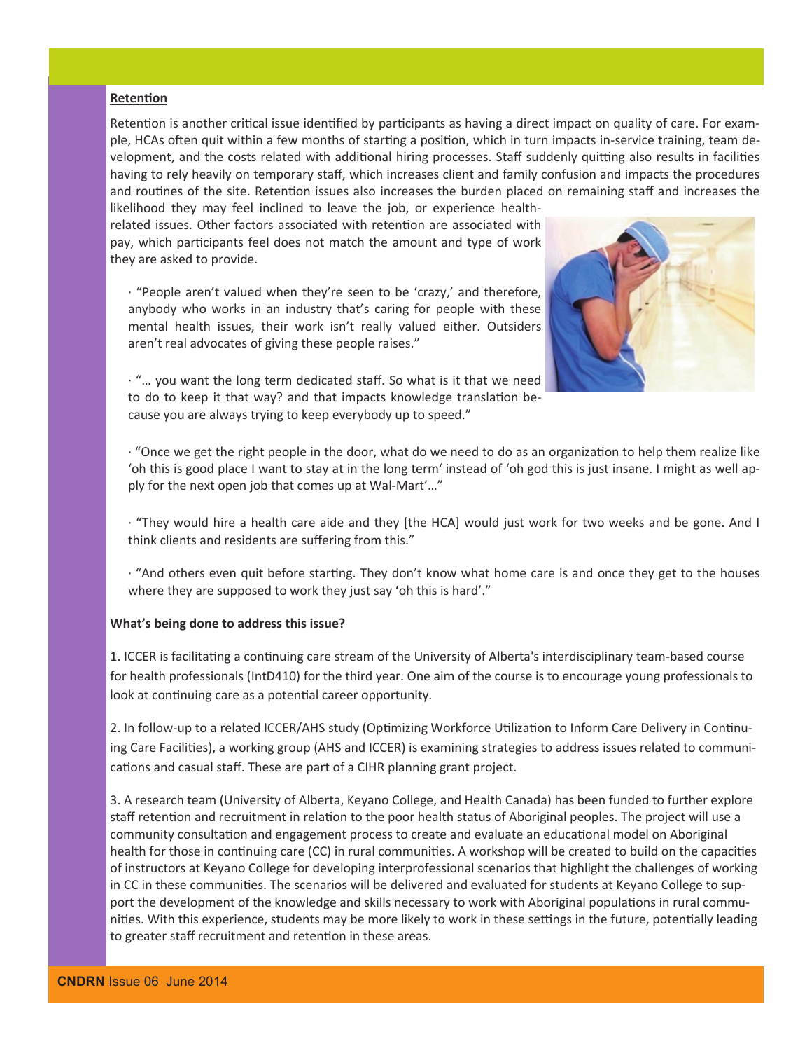**Retention**

Retention is another critical issue identified by participants as having a direct impact on quality of care. For example, HCAs often quit within a few months of starting a position, which in turn impacts in-service training, team development, and the costs related with additional hiring processes. Staff suddenly quitting also results in facilities having to rely heavily on temporary staff, which increases client and family confusion and impacts the procedures and routines of the site. Retention issues also increases the burden placed on remaining staff and increases the likelihood they may feel inclined to leave the job, or experience health-related issues. Other factors associated with retention are associated with pay, which participants feel does not match the amount and type of work they are asked to provide.

· "People aren't valued when they're seen to be 'crazy,' and therefore, anybody who works in an industry that's caring for people with these mental health issues, their work isn't really valued either. Outsiders aren't real advocates of giving these people raises."

· "… you want the long term dedicated staff. So what is it that we need to do to keep it that way? and that impacts knowledge translation because you are always trying to keep everybody up to speed."

· "Once we get the right people in the door, what do we need to do as an organization to help them realize like 'oh this is good place I want to stay at in the long term' instead of 'oh god this is just insane. I might as well apply for the next open job that comes up at Wal-Mart'…"

· "They would hire a health care aide and they [the HCA] would just work for two weeks and be gone. And I think clients and residents are suffering from this."

· "And others even quit before starting. They don't know what home care is and once they get to the houses where they are supposed to work they just say 'oh this is hard'."

**What's being done to address this issue?**

1. ICCER is facilitating a continuing care stream of the University of Alberta's interdisciplinary team-based course for health professionals (IntD410) for the third year. One aim of the course is to encourage young professionals to look at continuing care as a potential career opportunity.

2. In follow-up to a related ICCER/AHS study (Optimizing Workforce Utilization to Inform Care Delivery in Continuing Care Facilities), a working group (AHS and ICCER) is examining strategies to address issues related to communications and casual staff. These are part of a CIHR planning grant project.

3. A research team (University of Alberta, Keyano College, and Health Canada) has been funded to further explore staff retention and recruitment in relation to the poor health status of Aboriginal peoples. The project will use a community consultation and engagement process to create and evaluate an educational model on Aboriginal health for those in continuing care (CC) in rural communities. A workshop will be created to build on the capacities of instructors at Keyano College for developing interprofessional scenarios that highlight the challenges of working in CC in these communities. The scenarios will be delivered and evaluated for students at Keyano College to support the development of the knowledge and skills necessary to work with Aboriginal populations in rural communities. With this experience, students may be more likely to work in these settings in the future, potentially leading to greater staff recruitment and retention in these areas.